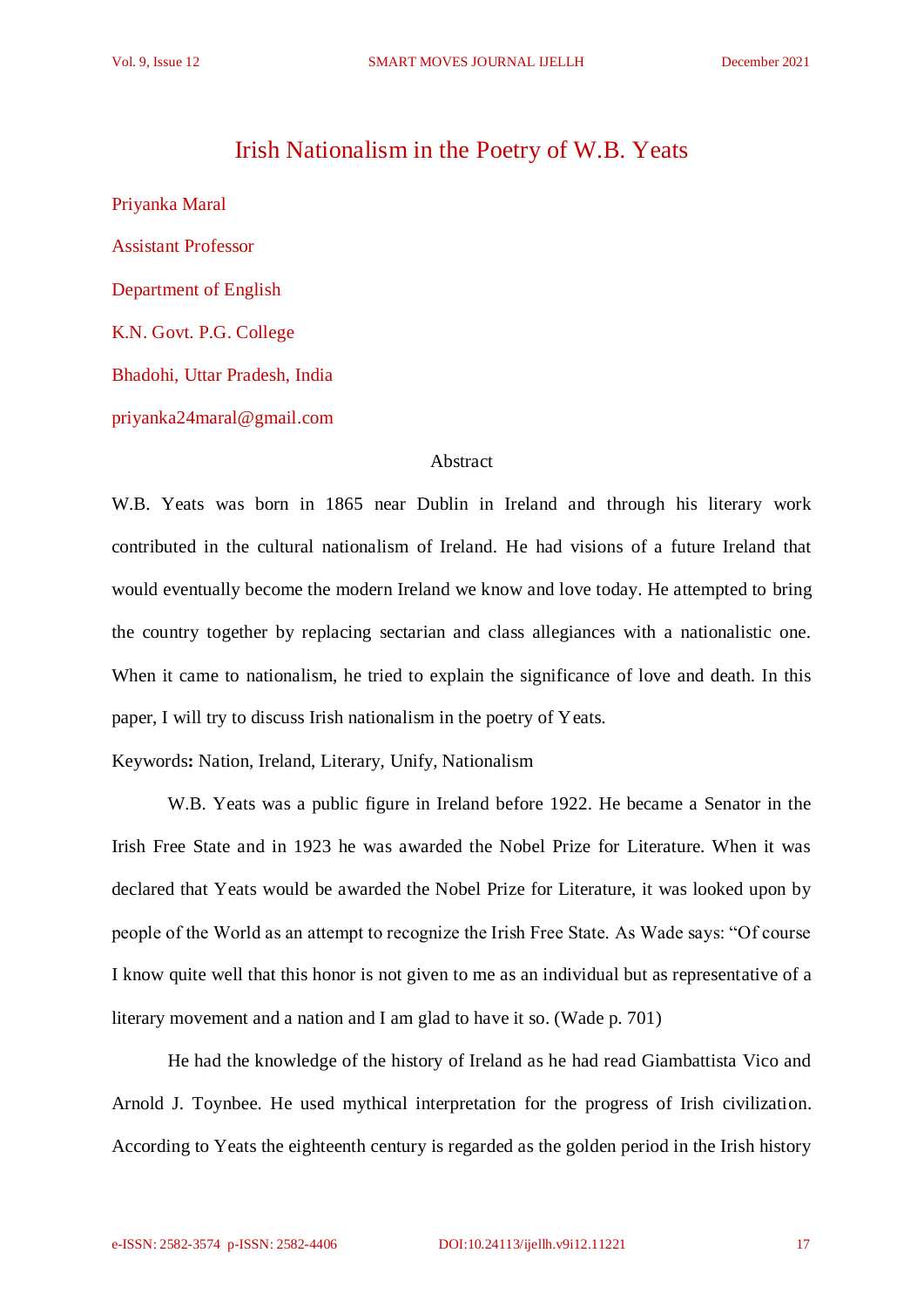# Irish Nationalism in the Poetry of W.B. Yeats

Priyanka Maral

Assistant Professor

Department of English

K.N. Govt. P.G. College

Bhadohi, Uttar Pradesh, India

priyanka24maral@gmail.com

## Abstract

W.B. Yeats was born in 1865 near Dublin in Ireland and through his literary work contributed in the cultural nationalism of Ireland. He had visions of a future Ireland that would eventually become the modern Ireland we know and love today. He attempted to bring the country together by replacing sectarian and class allegiances with a nationalistic one. When it came to nationalism, he tried to explain the significance of love and death. In this paper, I will try to discuss Irish nationalism in the poetry of Yeats.

Keywords**:** Nation, Ireland, Literary, Unify, Nationalism

W.B. Yeats was a public figure in Ireland before 1922. He became a Senator in the Irish Free State and in 1923 he was awarded the Nobel Prize for Literature. When it was declared that Yeats would be awarded the Nobel Prize for Literature, it was looked upon by people of the World as an attempt to recognize the Irish Free State. As Wade says: "Of course I know quite well that this honor is not given to me as an individual but as representative of a literary movement and a nation and I am glad to have it so. (Wade p. 701)

He had the knowledge of the history of Ireland as he had read Giambattista Vico and Arnold J. Toynbee. He used mythical interpretation for the progress of Irish civilization. According to Yeats the eighteenth century is regarded as the golden period in the Irish history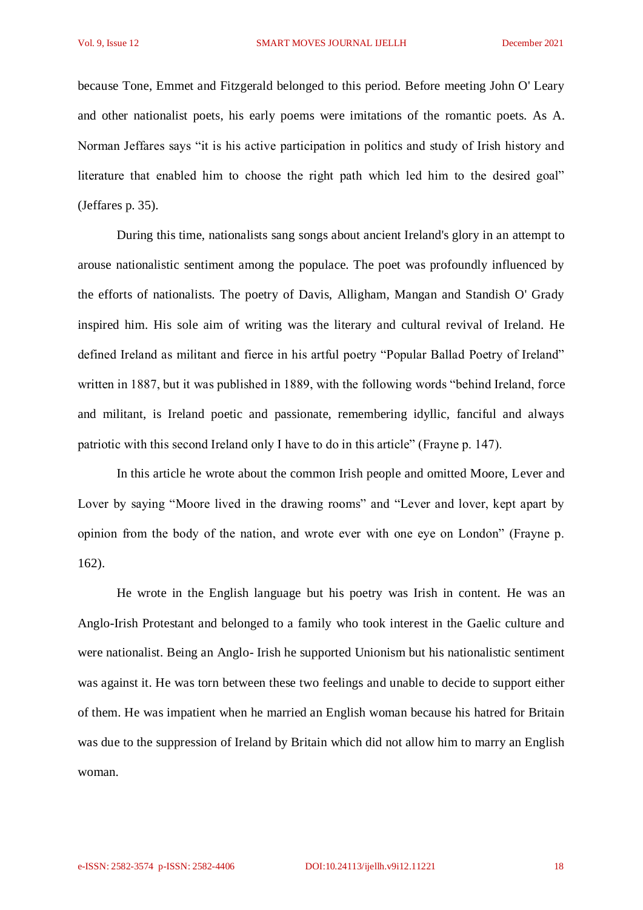because Tone, Emmet and Fitzgerald belonged to this period. Before meeting John O' Leary and other nationalist poets, his early poems were imitations of the romantic poets. As A. Norman Jeffares says "it is his active participation in politics and study of Irish history and literature that enabled him to choose the right path which led him to the desired goal" (Jeffares p. 35).

During this time, nationalists sang songs about ancient Ireland's glory in an attempt to arouse nationalistic sentiment among the populace. The poet was profoundly influenced by the efforts of nationalists. The poetry of Davis, Alligham, Mangan and Standish O' Grady inspired him. His sole aim of writing was the literary and cultural revival of Ireland. He defined Ireland as militant and fierce in his artful poetry "Popular Ballad Poetry of Ireland" written in 1887, but it was published in 1889, with the following words "behind Ireland, force and militant, is Ireland poetic and passionate, remembering idyllic, fanciful and always patriotic with this second Ireland only I have to do in this article" (Frayne p. 147).

In this article he wrote about the common Irish people and omitted Moore, Lever and Lover by saying "Moore lived in the drawing rooms" and "Lever and lover, kept apart by opinion from the body of the nation, and wrote ever with one eye on London" (Frayne p. 162).

He wrote in the English language but his poetry was Irish in content. He was an Anglo-Irish Protestant and belonged to a family who took interest in the Gaelic culture and were nationalist. Being an Anglo- Irish he supported Unionism but his nationalistic sentiment was against it. He was torn between these two feelings and unable to decide to support either of them. He was impatient when he married an English woman because his hatred for Britain was due to the suppression of Ireland by Britain which did not allow him to marry an English woman.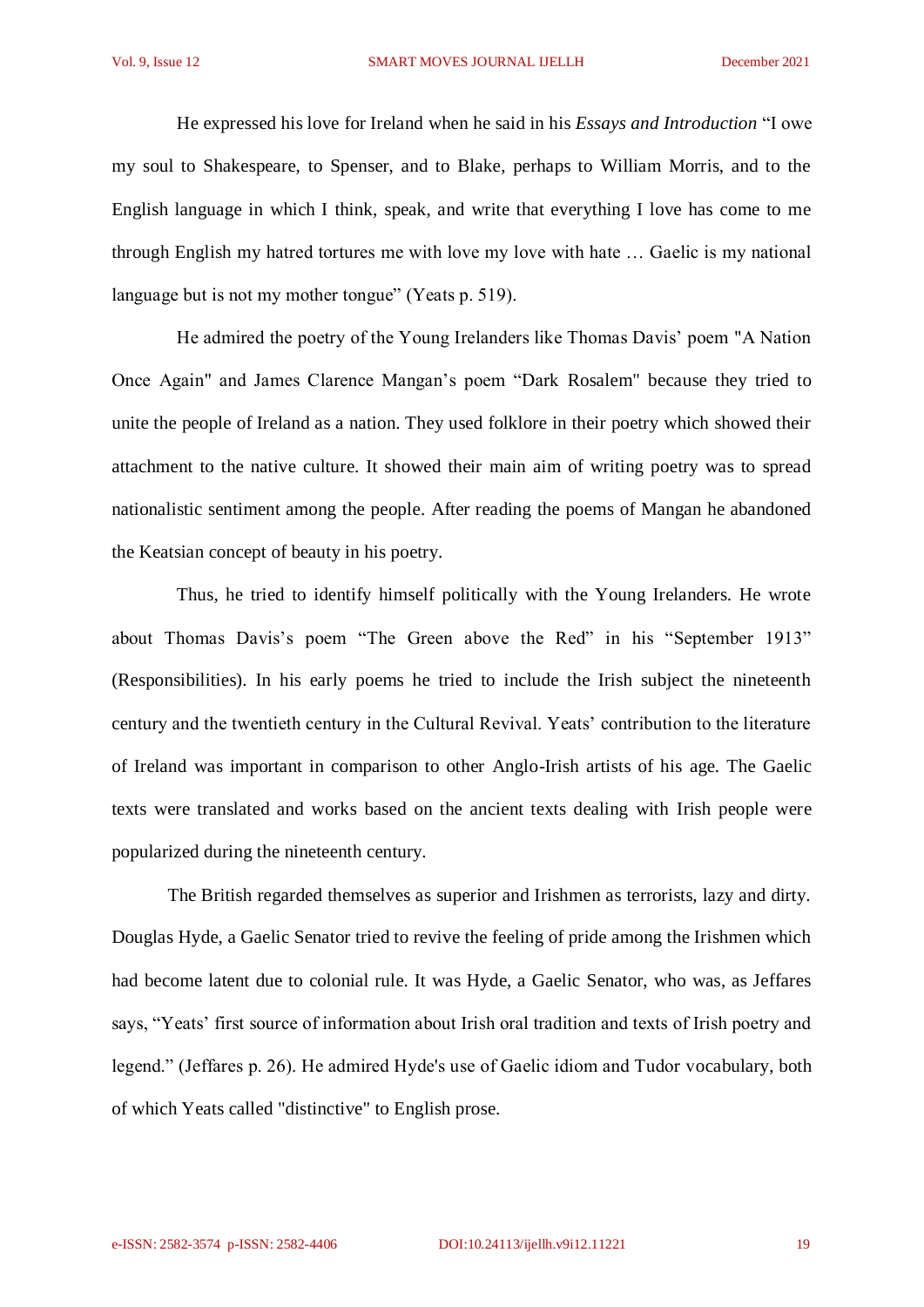He expressed his love for Ireland when he said in his *Essays and Introduction* "I owe my soul to Shakespeare, to Spenser, and to Blake, perhaps to William Morris, and to the English language in which I think, speak, and write that everything I love has come to me through English my hatred tortures me with love my love with hate … Gaelic is my national language but is not my mother tongue" (Yeats p. 519).

He admired the poetry of the Young Irelanders like Thomas Davis' poem "A Nation Once Again" and James Clarence Mangan's poem "Dark Rosalem" because they tried to unite the people of Ireland as a nation. They used folklore in their poetry which showed their attachment to the native culture. It showed their main aim of writing poetry was to spread nationalistic sentiment among the people. After reading the poems of Mangan he abandoned the Keatsian concept of beauty in his poetry.

Thus, he tried to identify himself politically with the Young Irelanders. He wrote about Thomas Davis's poem "The Green above the Red" in his "September 1913" (Responsibilities). In his early poems he tried to include the Irish subject the nineteenth century and the twentieth century in the Cultural Revival. Yeats' contribution to the literature of Ireland was important in comparison to other Anglo-Irish artists of his age. The Gaelic texts were translated and works based on the ancient texts dealing with Irish people were popularized during the nineteenth century.

The British regarded themselves as superior and Irishmen as terrorists, lazy and dirty. Douglas Hyde, a Gaelic Senator tried to revive the feeling of pride among the Irishmen which had become latent due to colonial rule. It was Hyde, a Gaelic Senator, who was, as Jeffares says, "Yeats' first source of information about Irish oral tradition and texts of Irish poetry and legend." (Jeffares p. 26). He admired Hyde's use of Gaelic idiom and Tudor vocabulary, both of which Yeats called "distinctive" to English prose.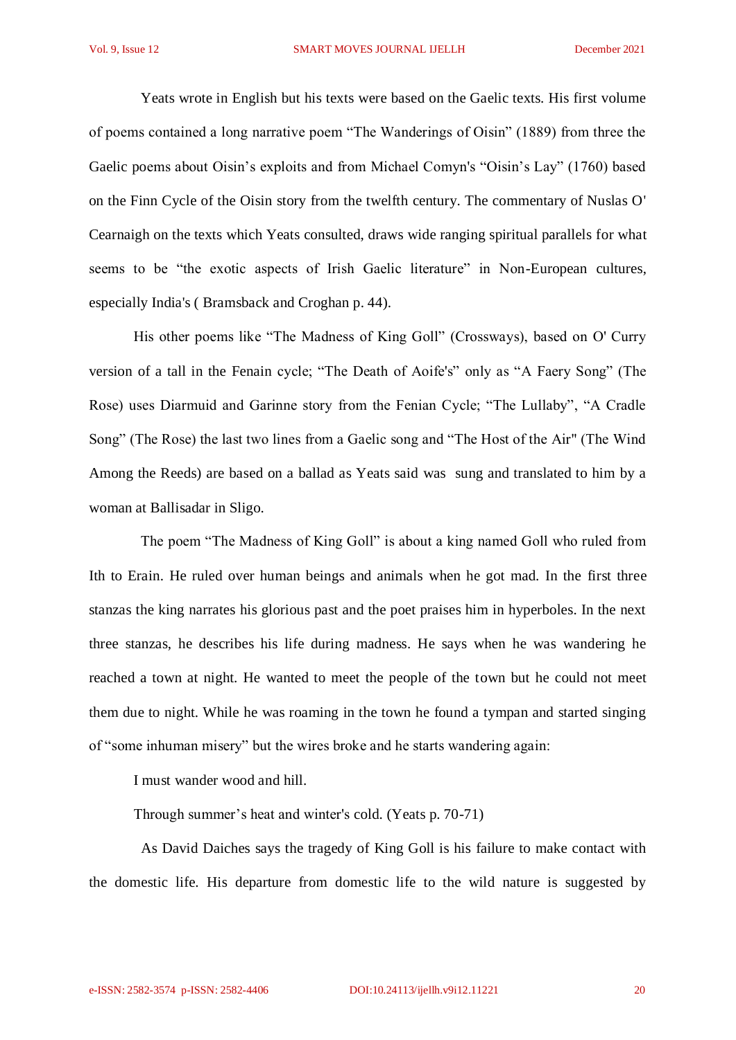Yeats wrote in English but his texts were based on the Gaelic texts. His first volume of poems contained a long narrative poem "The Wanderings of Oisin" (1889) from three the Gaelic poems about Oisin's exploits and from Michael Comyn's "Oisin's Lay" (1760) based on the Finn Cycle of the Oisin story from the twelfth century. The commentary of Nuslas O' Cearnaigh on the texts which Yeats consulted, draws wide ranging spiritual parallels for what seems to be "the exotic aspects of Irish Gaelic literature" in Non-European cultures, especially India's ( Bramsback and Croghan p. 44).

His other poems like "The Madness of King Goll" (Crossways), based on O' Curry version of a tall in the Fenain cycle; "The Death of Aoife's" only as "A Faery Song" (The Rose) uses Diarmuid and Garinne story from the Fenian Cycle; "The Lullaby", "A Cradle Song" (The Rose) the last two lines from a Gaelic song and "The Host of the Air" (The Wind Among the Reeds) are based on a ballad as Yeats said was sung and translated to him by a woman at Ballisadar in Sligo.

The poem "The Madness of King Goll" is about a king named Goll who ruled from Ith to Erain. He ruled over human beings and animals when he got mad. In the first three stanzas the king narrates his glorious past and the poet praises him in hyperboles. In the next three stanzas, he describes his life during madness. He says when he was wandering he reached a town at night. He wanted to meet the people of the town but he could not meet them due to night. While he was roaming in the town he found a tympan and started singing of "some inhuman misery" but the wires broke and he starts wandering again:

I must wander wood and hill.

Through summer's heat and winter's cold. (Yeats p. 70-71)

As David Daiches says the tragedy of King Goll is his failure to make contact with the domestic life. His departure from domestic life to the wild nature is suggested by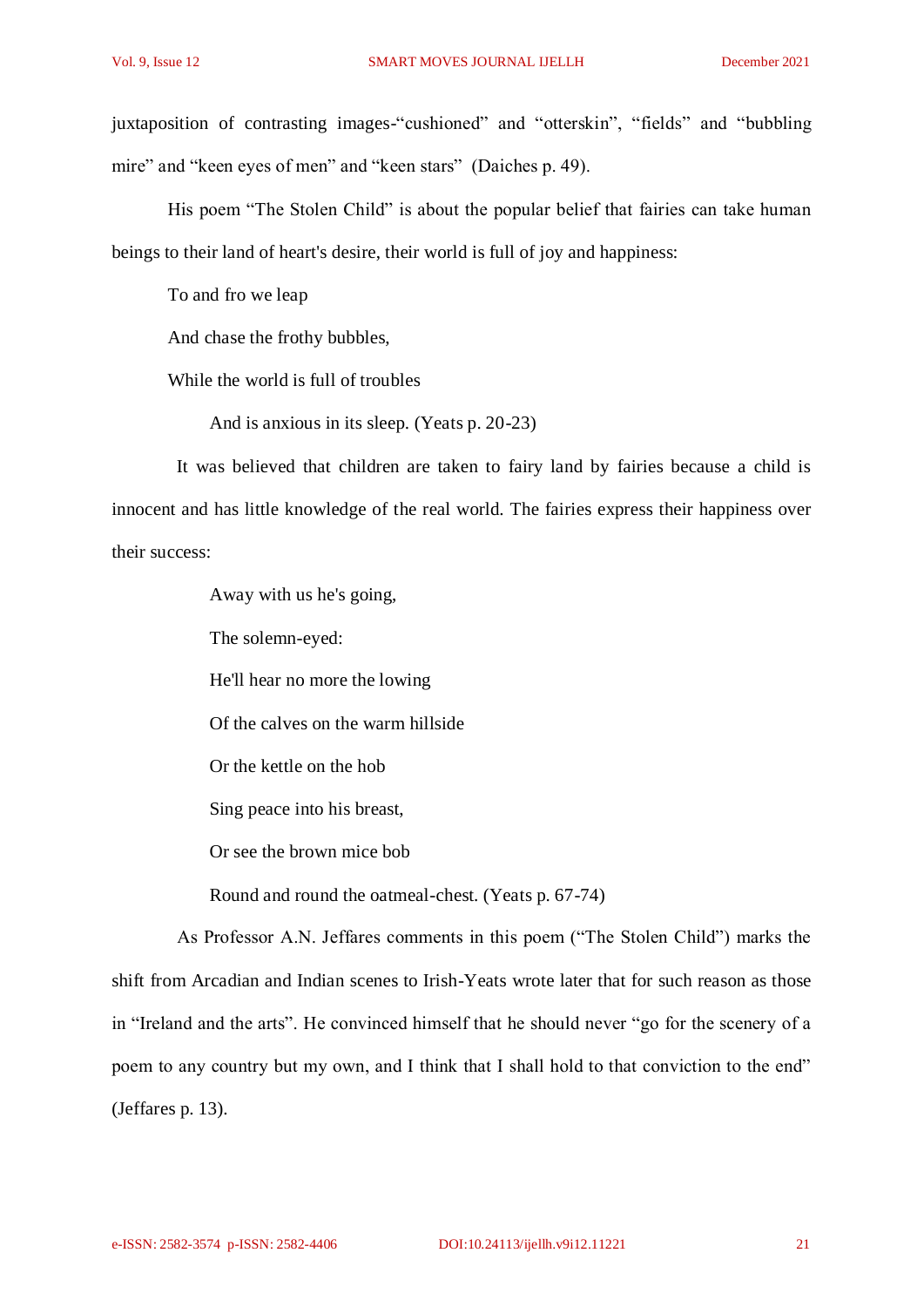juxtaposition of contrasting images-"cushioned" and "otterskin", "fields" and "bubbling mire" and "keen eyes of men" and "keen stars" (Daiches p. 49).

His poem "The Stolen Child" is about the popular belief that fairies can take human beings to their land of heart's desire, their world is full of joy and happiness:

> To and fro we leap
>
> And chase the frothy bubbles,
>
> While the world is full of troubles
>
> And is anxious in its sleep. (Yeats p. 20-23)

It was believed that children are taken to fairy land by fairies because a child is innocent and has little knowledge of the real world. The fairies express their happiness over their success:

> Away with us he's going,
>
> The solemn-eyed:
>
> He'll hear no more the lowing
>
> Of the calves on the warm hillside
>
> Or the kettle on the hob
>
> Sing peace into his breast,
>
> Or see the brown mice bob
>
> Round and round the oatmeal-chest. (Yeats p. 67-74)

As Professor A.N. Jeffares comments in this poem ("The Stolen Child") marks the shift from Arcadian and Indian scenes to Irish-Yeats wrote later that for such reason as those in "Ireland and the arts". He convinced himself that he should never "go for the scenery of a poem to any country but my own, and I think that I shall hold to that conviction to the end" (Jeffares p. 13).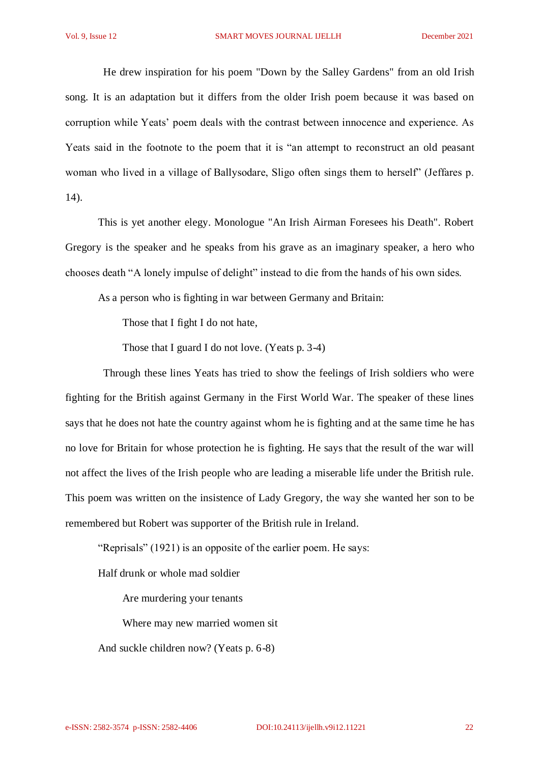He drew inspiration for his poem "Down by the Salley Gardens" from an old Irish song. It is an adaptation but it differs from the older Irish poem because it was based on corruption while Yeats' poem deals with the contrast between innocence and experience. As Yeats said in the footnote to the poem that it is "an attempt to reconstruct an old peasant woman who lived in a village of Ballysodare, Sligo often sings them to herself" (Jeffares p. 14).

This is yet another elegy. Monologue "An Irish Airman Foresees his Death". Robert Gregory is the speaker and he speaks from his grave as an imaginary speaker, a hero who chooses death "A lonely impulse of delight" instead to die from the hands of his own sides.

As a person who is fighting in war between Germany and Britain:

> Those that I fight I do not hate,
>
> Those that I guard I do not love. (Yeats p. 3-4)

Through these lines Yeats has tried to show the feelings of Irish soldiers who were fighting for the British against Germany in the First World War. The speaker of these lines says that he does not hate the country against whom he is fighting and at the same time he has no love for Britain for whose protection he is fighting. He says that the result of the war will not affect the lives of the Irish people who are leading a miserable life under the British rule. This poem was written on the insistence of Lady Gregory, the way she wanted her son to be remembered but Robert was supporter of the British rule in Ireland.

"Reprisals" (1921) is an opposite of the earlier poem. He says:

> Half drunk or whole mad soldier
>
> Are murdering your tenants
>
> Where may new married women sit
>
> And suckle children now? (Yeats p. 6-8)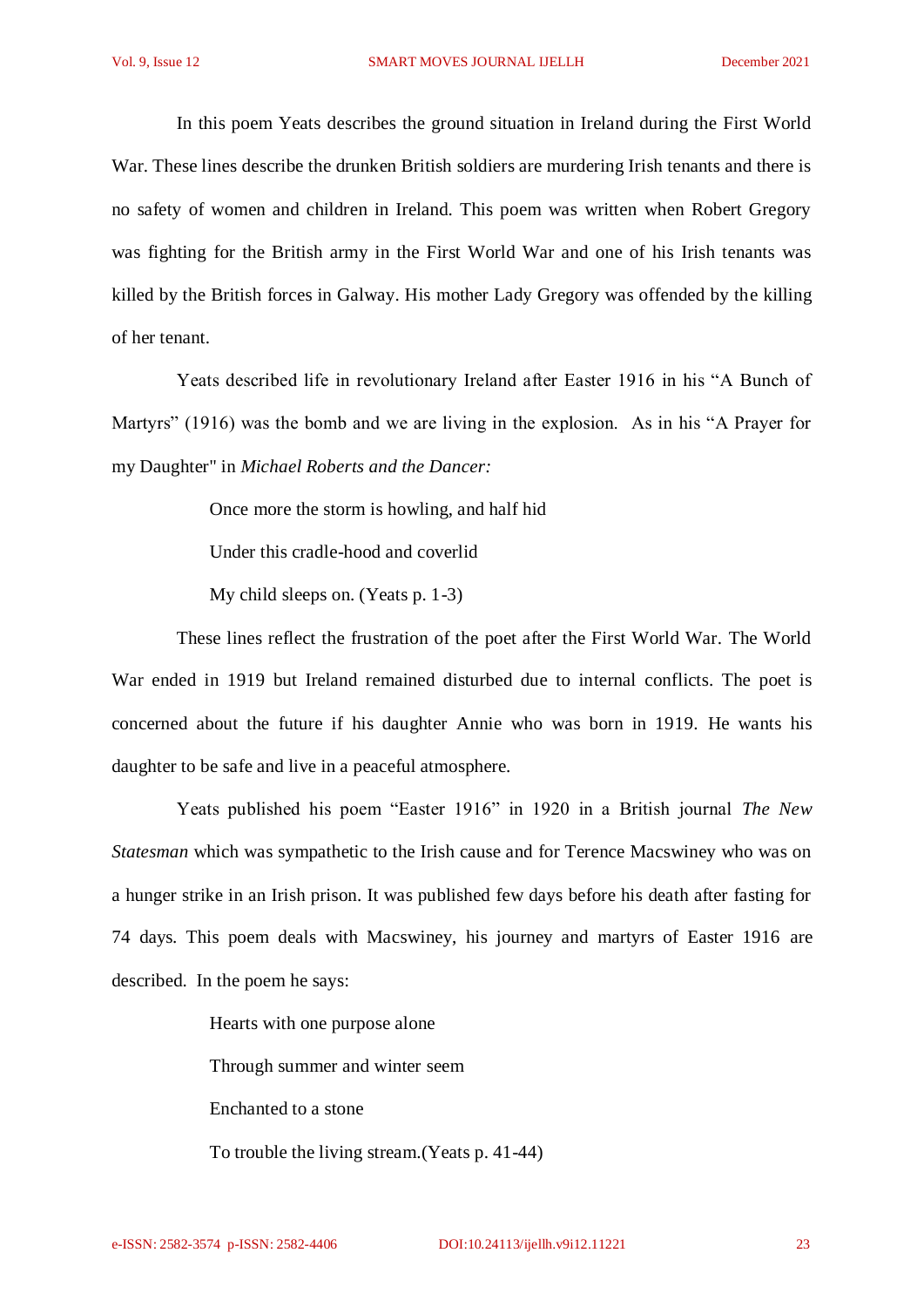In this poem Yeats describes the ground situation in Ireland during the First World War. These lines describe the drunken British soldiers are murdering Irish tenants and there is no safety of women and children in Ireland. This poem was written when Robert Gregory was fighting for the British army in the First World War and one of his Irish tenants was killed by the British forces in Galway. His mother Lady Gregory was offended by the killing of her tenant.

Yeats described life in revolutionary Ireland after Easter 1916 in his "A Bunch of Martyrs" (1916) was the bomb and we are living in the explosion. As in his "A Prayer for my Daughter" in *Michael Roberts and the Dancer:*

> Once more the storm is howling, and half hid
>
> Under this cradle-hood and coverlid
>
> My child sleeps on. (Yeats p. 1-3)

These lines reflect the frustration of the poet after the First World War. The World War ended in 1919 but Ireland remained disturbed due to internal conflicts. The poet is concerned about the future if his daughter Annie who was born in 1919. He wants his daughter to be safe and live in a peaceful atmosphere.

Yeats published his poem "Easter 1916" in 1920 in a British journal *The New Statesman* which was sympathetic to the Irish cause and for Terence Macswiney who was on a hunger strike in an Irish prison. It was published few days before his death after fasting for 74 days. This poem deals with Macswiney, his journey and martyrs of Easter 1916 are described. In the poem he says:

> Hearts with one purpose alone
>
> Through summer and winter seem
>
> Enchanted to a stone
>
> To trouble the living stream.(Yeats p. 41-44)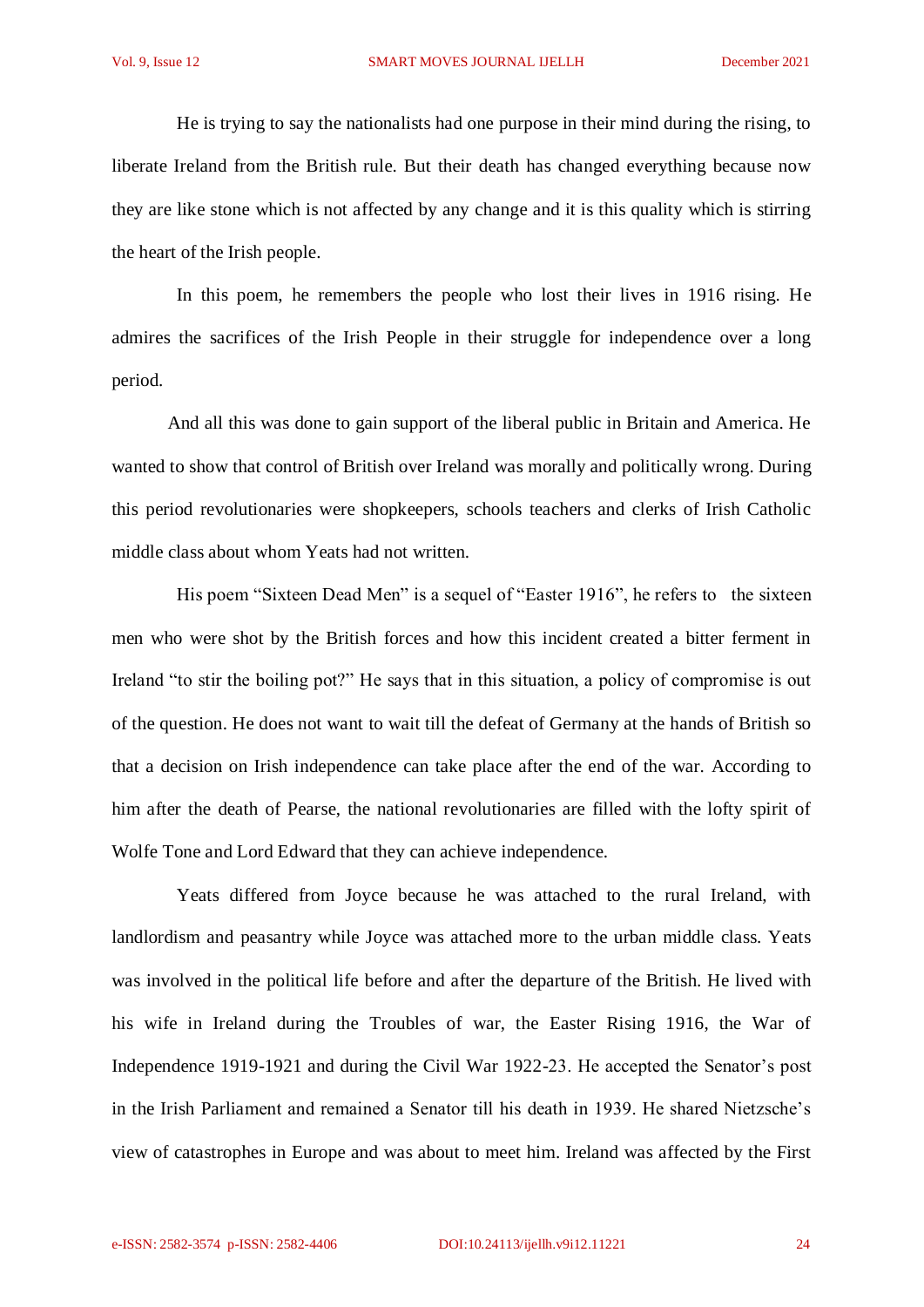He is trying to say the nationalists had one purpose in their mind during the rising, to liberate Ireland from the British rule. But their death has changed everything because now they are like stone which is not affected by any change and it is this quality which is stirring the heart of the Irish people.

In this poem, he remembers the people who lost their lives in 1916 rising. He admires the sacrifices of the Irish People in their struggle for independence over a long period.

And all this was done to gain support of the liberal public in Britain and America. He wanted to show that control of British over Ireland was morally and politically wrong. During this period revolutionaries were shopkeepers, schools teachers and clerks of Irish Catholic middle class about whom Yeats had not written.

His poem "Sixteen Dead Men" is a sequel of "Easter 1916", he refers to the sixteen men who were shot by the British forces and how this incident created a bitter ferment in Ireland "to stir the boiling pot?" He says that in this situation, a policy of compromise is out of the question. He does not want to wait till the defeat of Germany at the hands of British so that a decision on Irish independence can take place after the end of the war. According to him after the death of Pearse, the national revolutionaries are filled with the lofty spirit of Wolfe Tone and Lord Edward that they can achieve independence.

Yeats differed from Joyce because he was attached to the rural Ireland, with landlordism and peasantry while Joyce was attached more to the urban middle class. Yeats was involved in the political life before and after the departure of the British. He lived with his wife in Ireland during the Troubles of war, the Easter Rising 1916, the War of Independence 1919-1921 and during the Civil War 1922-23. He accepted the Senator's post in the Irish Parliament and remained a Senator till his death in 1939. He shared Nietzsche's view of catastrophes in Europe and was about to meet him. Ireland was affected by the First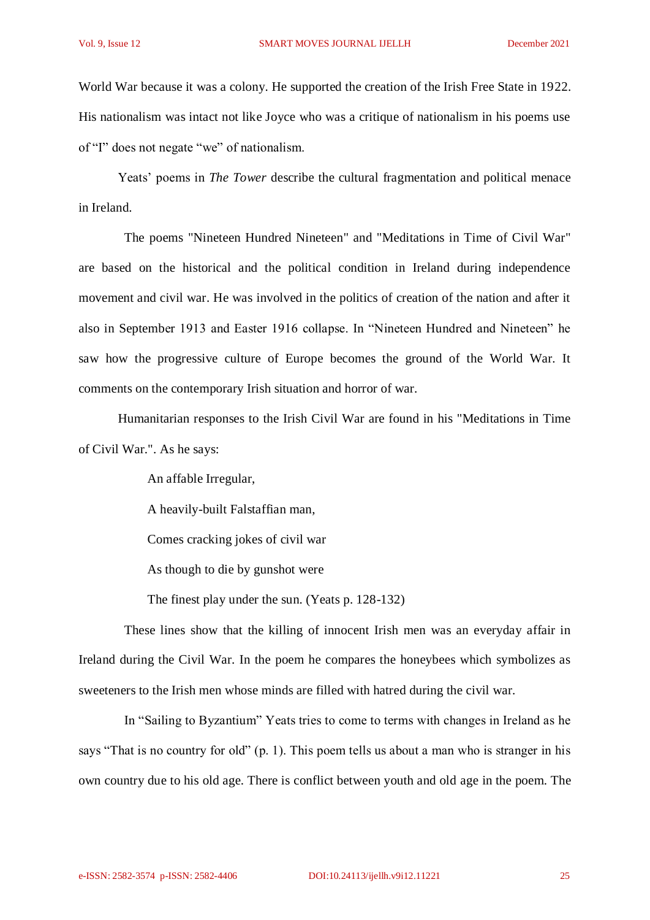World War because it was a colony. He supported the creation of the Irish Free State in 1922. His nationalism was intact not like Joyce who was a critique of nationalism in his poems use of “I” does not negate “we” of nationalism.

Yeats’ poems in *The Tower* describe the cultural fragmentation and political menace in Ireland.

The poems "Nineteen Hundred Nineteen" and "Meditations in Time of Civil War" are based on the historical and the political condition in Ireland during independence movement and civil war. He was involved in the politics of creation of the nation and after it also in September 1913 and Easter 1916 collapse. In “Nineteen Hundred and Nineteen” he saw how the progressive culture of Europe becomes the ground of the World War. It comments on the contemporary Irish situation and horror of war.

Humanitarian responses to the Irish Civil War are found in his "Meditations in Time of Civil War.". As he says:

> An affable Irregular,
>
> A heavily-built Falstaffian man,
>
> Comes cracking jokes of civil war
>
> As though to die by gunshot were
>
> The finest play under the sun. (Yeats p. 128-132)

These lines show that the killing of innocent Irish men was an everyday affair in Ireland during the Civil War. In the poem he compares the honeybees which symbolizes as sweeteners to the Irish men whose minds are filled with hatred during the civil war.

In “Sailing to Byzantium” Yeats tries to come to terms with changes in Ireland as he says “That is no country for old” (p. 1). This poem tells us about a man who is stranger in his own country due to his old age. There is conflict between youth and old age in the poem. The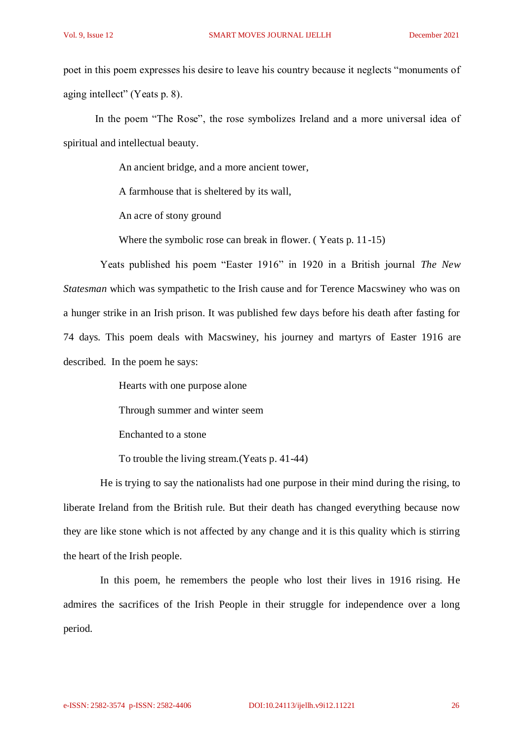poet in this poem expresses his desire to leave his country because it neglects "monuments of aging intellect" (Yeats p. 8).

In the poem "The Rose", the rose symbolizes Ireland and a more universal idea of spiritual and intellectual beauty.

> An ancient bridge, and a more ancient tower,
>
> A farmhouse that is sheltered by its wall,
>
> An acre of stony ground
>
> Where the symbolic rose can break in flower. ( Yeats p. 11-15)

Yeats published his poem "Easter 1916" in 1920 in a British journal *The New Statesman* which was sympathetic to the Irish cause and for Terence Macswiney who was on a hunger strike in an Irish prison. It was published few days before his death after fasting for 74 days. This poem deals with Macswiney, his journey and martyrs of Easter 1916 are described. In the poem he says:

> Hearts with one purpose alone
>
> Through summer and winter seem
>
> Enchanted to a stone
>
> To trouble the living stream.(Yeats p. 41-44)

He is trying to say the nationalists had one purpose in their mind during the rising, to liberate Ireland from the British rule. But their death has changed everything because now they are like stone which is not affected by any change and it is this quality which is stirring the heart of the Irish people.

In this poem, he remembers the people who lost their lives in 1916 rising. He admires the sacrifices of the Irish People in their struggle for independence over a long period.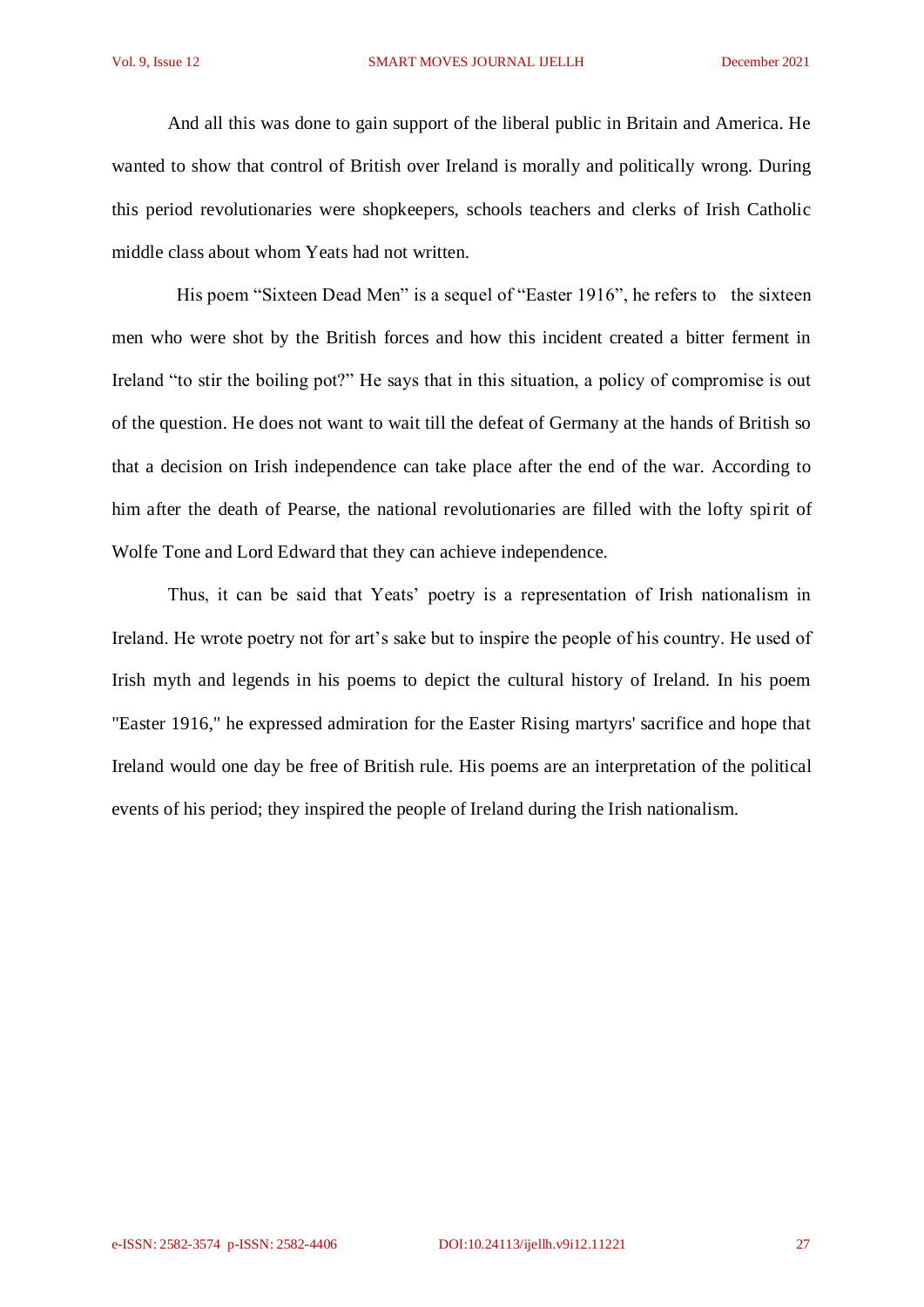And all this was done to gain support of the liberal public in Britain and America. He wanted to show that control of British over Ireland is morally and politically wrong. During this period revolutionaries were shopkeepers, schools teachers and clerks of Irish Catholic middle class about whom Yeats had not written.

His poem "Sixteen Dead Men" is a sequel of "Easter 1916", he refers to the sixteen men who were shot by the British forces and how this incident created a bitter ferment in Ireland "to stir the boiling pot?" He says that in this situation, a policy of compromise is out of the question. He does not want to wait till the defeat of Germany at the hands of British so that a decision on Irish independence can take place after the end of the war. According to him after the death of Pearse, the national revolutionaries are filled with the lofty spirit of Wolfe Tone and Lord Edward that they can achieve independence.

Thus, it can be said that Yeats' poetry is a representation of Irish nationalism in Ireland. He wrote poetry not for art's sake but to inspire the people of his country. He used of Irish myth and legends in his poems to depict the cultural history of Ireland. In his poem "Easter 1916," he expressed admiration for the Easter Rising martyrs' sacrifice and hope that Ireland would one day be free of British rule. His poems are an interpretation of the political events of his period; they inspired the people of Ireland during the Irish nationalism.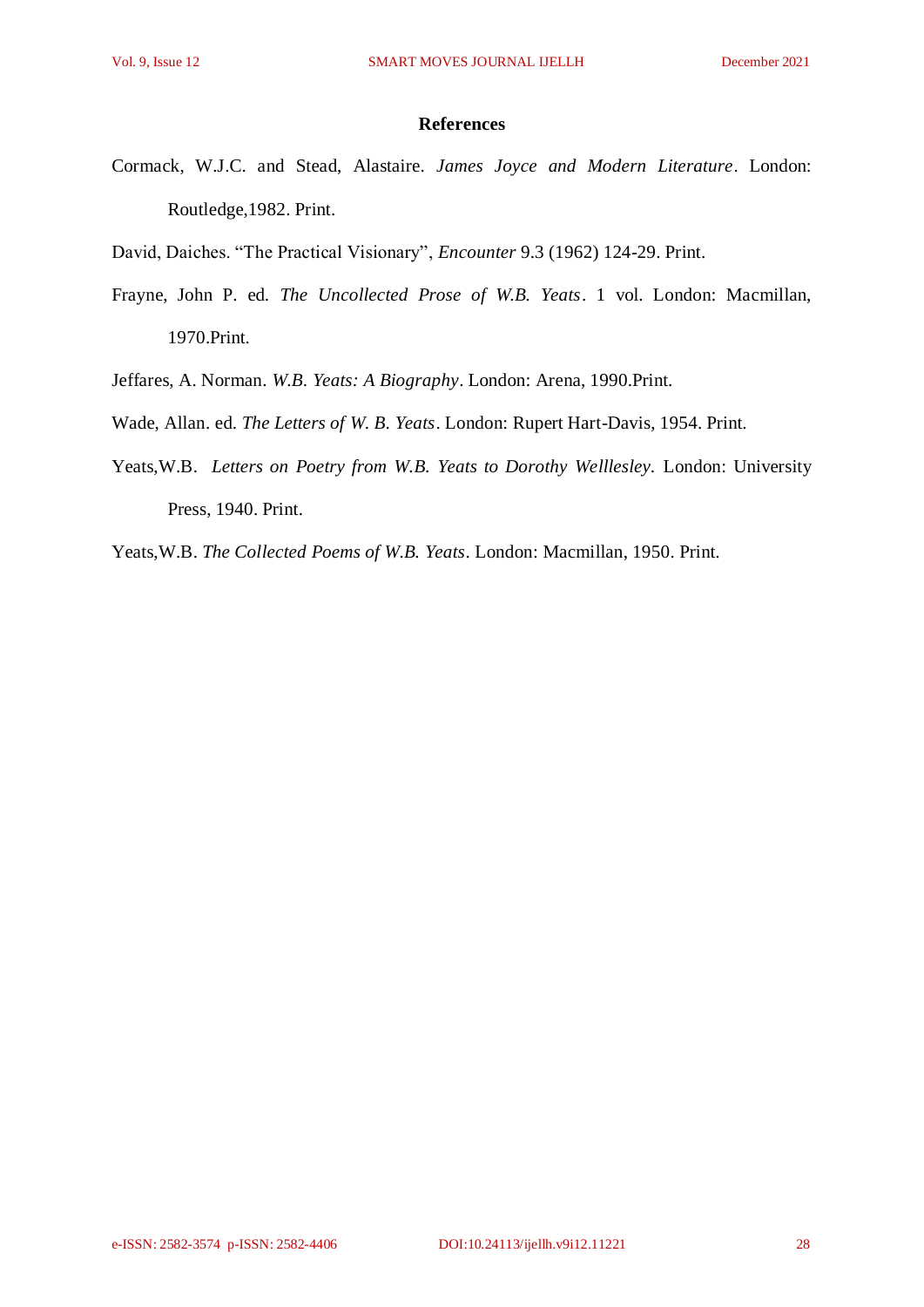## References

Cormack, W.J.C. and Stead, Alastaire. *James Joyce and Modern Literature*. London: Routledge,1982. Print.

David, Daiches. "The Practical Visionary", *Encounter* 9.3 (1962) 124-29. Print.

Frayne, John P. ed. *The Uncollected Prose of W.B. Yeats*. 1 vol. London: Macmillan, 1970.Print.

Jeffares, A. Norman. *W.B. Yeats: A Biography*. London: Arena, 1990.Print.

Wade, Allan. ed. *The Letters of W. B. Yeats*. London: Rupert Hart-Davis, 1954. Print.

Yeats,W.B. *Letters on Poetry from W.B. Yeats to Dorothy Welllesley*. London: University Press, 1940. Print.

Yeats,W.B. *The Collected Poems of W.B. Yeats*. London: Macmillan, 1950. Print.